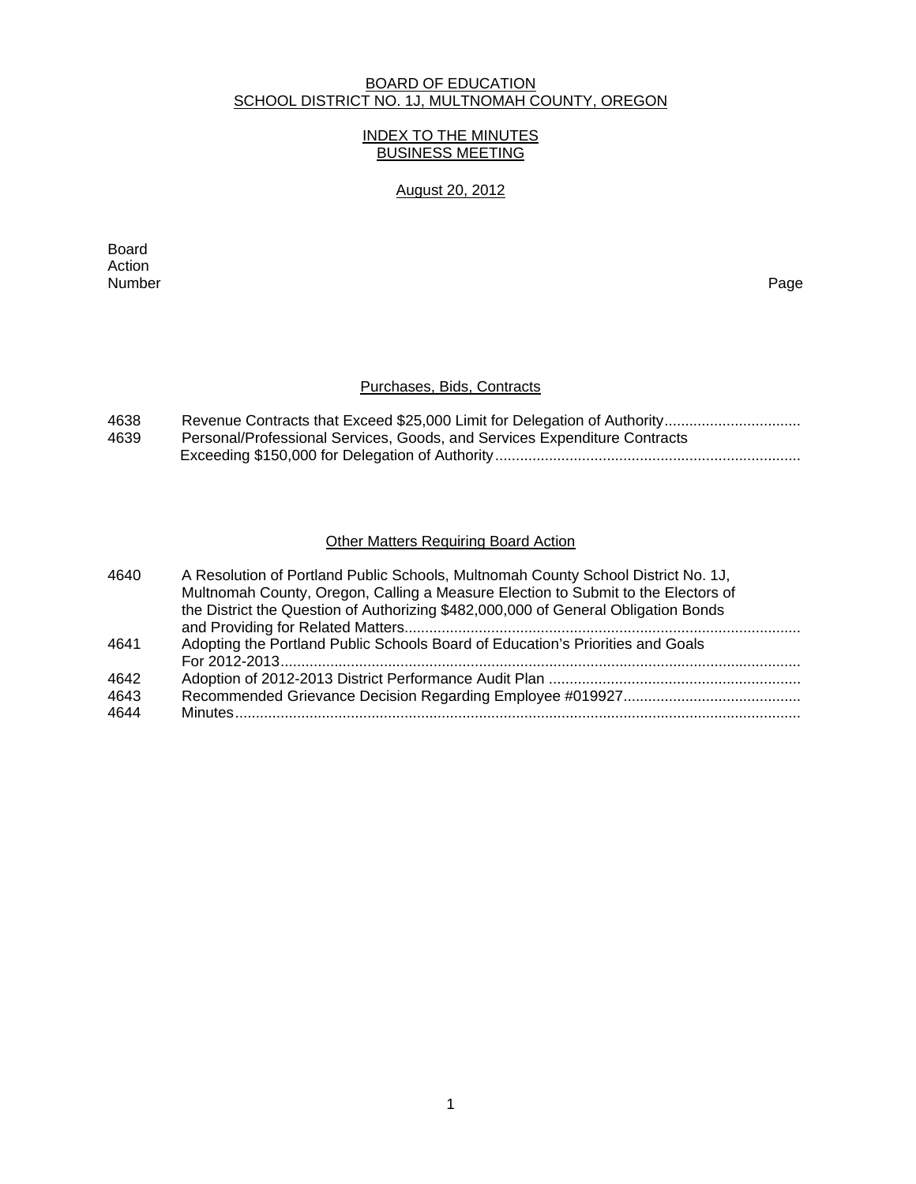# BOARD OF EDUCATION
## SCHOOL DISTRICT NO. 1J, MULTNOMAH COUNTY, OREGON

### INDEX TO THE MINUTES
### BUSINESS MEETING

August 20, 2012

| Board Action Number | | Page |
|---|---|---|

#### Purchases, Bids, Contracts

| | | |
|---|---|---|
| 4638 | Revenue Contracts that Exceed $25,000 Limit for Delegation of Authority | |
| 4639 | Personal/Professional Services, Goods, and Services Expenditure Contracts Exceeding $150,000 for Delegation of Authority | |

#### Other Matters Requiring Board Action

| | | |
|---|---|---|
| 4640 | A Resolution of Portland Public Schools, Multnomah County School District No. 1J, Multnomah County, Oregon, Calling a Measure Election to Submit to the Electors of the District the Question of Authorizing $482,000,000 of General Obligation Bonds and Providing for Related Matters | |
| 4641 | Adopting the Portland Public Schools Board of Education's Priorities and Goals For 2012-2013 | |
| 4642 | Adoption of 2012-2013 District Performance Audit Plan | |
| 4643 | Recommended Grievance Decision Regarding Employee #019927 | |
| 4644 | Minutes | |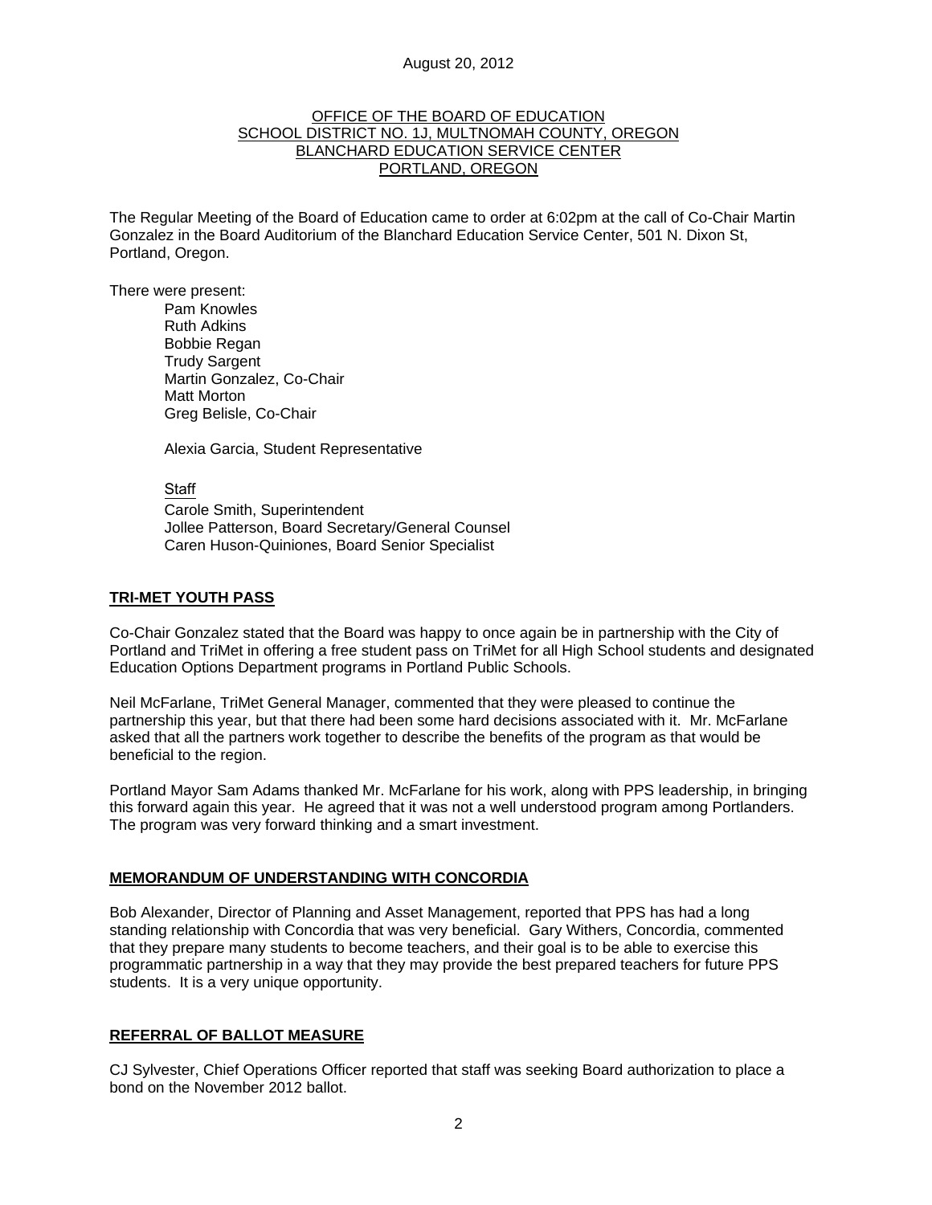August 20, 2012

OFFICE OF THE BOARD OF EDUCATION
SCHOOL DISTRICT NO. 1J, MULTNOMAH COUNTY, OREGON
BLANCHARD EDUCATION SERVICE CENTER
PORTLAND, OREGON

The Regular Meeting of the Board of Education came to order at 6:02pm at the call of Co-Chair Martin Gonzalez in the Board Auditorium of the Blanchard Education Service Center, 501 N. Dixon St, Portland, Oregon.

There were present:

Pam Knowles
Ruth Adkins
Bobbie Regan
Trudy Sargent
Martin Gonzalez, Co-Chair
Matt Morton
Greg Belisle, Co-Chair

Alexia Garcia, Student Representative

Staff
Carole Smith, Superintendent
Jollee Patterson, Board Secretary/General Counsel
Caren Huson-Quiniones, Board Senior Specialist

## TRI-MET YOUTH PASS

Co-Chair Gonzalez stated that the Board was happy to once again be in partnership with the City of Portland and TriMet in offering a free student pass on TriMet for all High School students and designated Education Options Department programs in Portland Public Schools.

Neil McFarlane, TriMet General Manager, commented that they were pleased to continue the partnership this year, but that there had been some hard decisions associated with it. Mr. McFarlane asked that all the partners work together to describe the benefits of the program as that would be beneficial to the region.

Portland Mayor Sam Adams thanked Mr. McFarlane for his work, along with PPS leadership, in bringing this forward again this year. He agreed that it was not a well understood program among Portlanders. The program was very forward thinking and a smart investment.

## MEMORANDUM OF UNDERSTANDING WITH CONCORDIA

Bob Alexander, Director of Planning and Asset Management, reported that PPS has had a long standing relationship with Concordia that was very beneficial. Gary Withers, Concordia, commented that they prepare many students to become teachers, and their goal is to be able to exercise this programmatic partnership in a way that they may provide the best prepared teachers for future PPS students. It is a very unique opportunity.

## REFERRAL OF BALLOT MEASURE

CJ Sylvester, Chief Operations Officer reported that staff was seeking Board authorization to place a bond on the November 2012 ballot.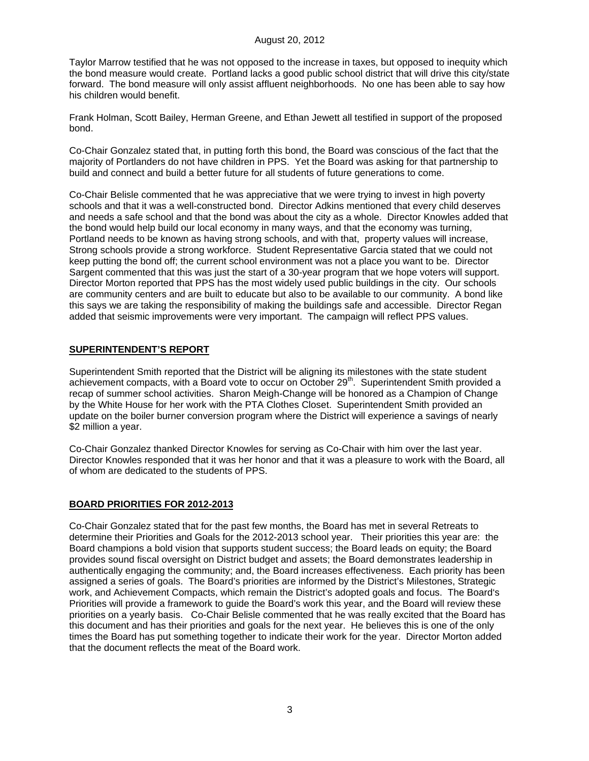Taylor Marrow testified that he was not opposed to the increase in taxes, but opposed to inequity which the bond measure would create. Portland lacks a good public school district that will drive this city/state forward. The bond measure will only assist affluent neighborhoods. No one has been able to say how his children would benefit.

Frank Holman, Scott Bailey, Herman Greene, and Ethan Jewett all testified in support of the proposed bond.

Co-Chair Gonzalez stated that, in putting forth this bond, the Board was conscious of the fact that the majority of Portlanders do not have children in PPS. Yet the Board was asking for that partnership to build and connect and build a better future for all students of future generations to come.

Co-Chair Belisle commented that he was appreciative that we were trying to invest in high poverty schools and that it was a well-constructed bond. Director Adkins mentioned that every child deserves and needs a safe school and that the bond was about the city as a whole. Director Knowles added that the bond would help build our local economy in many ways, and that the economy was turning, Portland needs to be known as having strong schools, and with that, property values will increase, Strong schools provide a strong workforce. Student Representative Garcia stated that we could not keep putting the bond off; the current school environment was not a place you want to be. Director Sargent commented that this was just the start of a 30-year program that we hope voters will support. Director Morton reported that PPS has the most widely used public buildings in the city. Our schools are community centers and are built to educate but also to be available to our community. A bond like this says we are taking the responsibility of making the buildings safe and accessible. Director Regan added that seismic improvements were very important. The campaign will reflect PPS values.

## SUPERINTENDENT'S REPORT

Superintendent Smith reported that the District will be aligning its milestones with the state student achievement compacts, with a Board vote to occur on October 29th. Superintendent Smith provided a recap of summer school activities. Sharon Meigh-Change will be honored as a Champion of Change by the White House for her work with the PTA Clothes Closet. Superintendent Smith provided an update on the boiler burner conversion program where the District will experience a savings of nearly $2 million a year.

Co-Chair Gonzalez thanked Director Knowles for serving as Co-Chair with him over the last year. Director Knowles responded that it was her honor and that it was a pleasure to work with the Board, all of whom are dedicated to the students of PPS.

## BOARD PRIORITIES FOR 2012-2013

Co-Chair Gonzalez stated that for the past few months, the Board has met in several Retreats to determine their Priorities and Goals for the 2012-2013 school year. Their priorities this year are: the Board champions a bold vision that supports student success; the Board leads on equity; the Board provides sound fiscal oversight on District budget and assets; the Board demonstrates leadership in authentically engaging the community; and, the Board increases effectiveness. Each priority has been assigned a series of goals. The Board's priorities are informed by the District's Milestones, Strategic work, and Achievement Compacts, which remain the District's adopted goals and focus. The Board's Priorities will provide a framework to guide the Board's work this year, and the Board will review these priorities on a yearly basis. Co-Chair Belisle commented that he was really excited that the Board has this document and has their priorities and goals for the next year. He believes this is one of the only times the Board has put something together to indicate their work for the year. Director Morton added that the document reflects the meat of the Board work.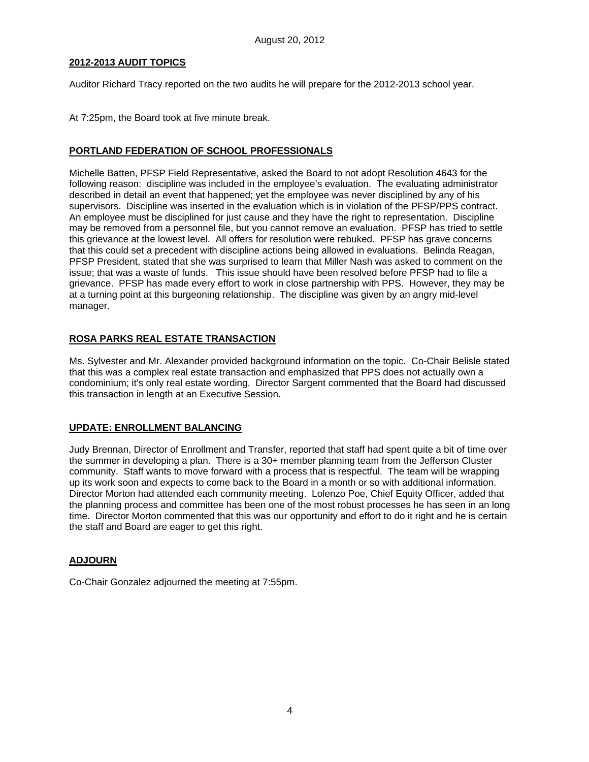August 20, 2012

**2012-2013 AUDIT TOPICS**

Auditor Richard Tracy reported on the two audits he will prepare for the 2012-2013 school year.

At 7:25pm, the Board took at five minute break.

**PORTLAND FEDERATION OF SCHOOL PROFESSIONALS**

Michelle Batten, PFSP Field Representative, asked the Board to not adopt Resolution 4643 for the following reason: discipline was included in the employee's evaluation. The evaluating administrator described in detail an event that happened; yet the employee was never disciplined by any of his supervisors. Discipline was inserted in the evaluation which is in violation of the PFSP/PPS contract. An employee must be disciplined for just cause and they have the right to representation. Discipline may be removed from a personnel file, but you cannot remove an evaluation. PFSP has tried to settle this grievance at the lowest level. All offers for resolution were rebuked. PFSP has grave concerns that this could set a precedent with discipline actions being allowed in evaluations. Belinda Reagan, PFSP President, stated that she was surprised to learn that Miller Nash was asked to comment on the issue; that was a waste of funds. This issue should have been resolved before PFSP had to file a grievance. PFSP has made every effort to work in close partnership with PPS. However, they may be at a turning point at this burgeoning relationship. The discipline was given by an angry mid-level manager.

**ROSA PARKS REAL ESTATE TRANSACTION**

Ms. Sylvester and Mr. Alexander provided background information on the topic. Co-Chair Belisle stated that this was a complex real estate transaction and emphasized that PPS does not actually own a condominium; it's only real estate wording. Director Sargent commented that the Board had discussed this transaction in length at an Executive Session.

**UPDATE: ENROLLMENT BALANCING**

Judy Brennan, Director of Enrollment and Transfer, reported that staff had spent quite a bit of time over the summer in developing a plan. There is a 30+ member planning team from the Jefferson Cluster community. Staff wants to move forward with a process that is respectful. The team will be wrapping up its work soon and expects to come back to the Board in a month or so with additional information. Director Morton had attended each community meeting. Lolenzo Poe, Chief Equity Officer, added that the planning process and committee has been one of the most robust processes he has seen in an long time. Director Morton commented that this was our opportunity and effort to do it right and he is certain the staff and Board are eager to get this right.

**ADJOURN**

Co-Chair Gonzalez adjourned the meeting at 7:55pm.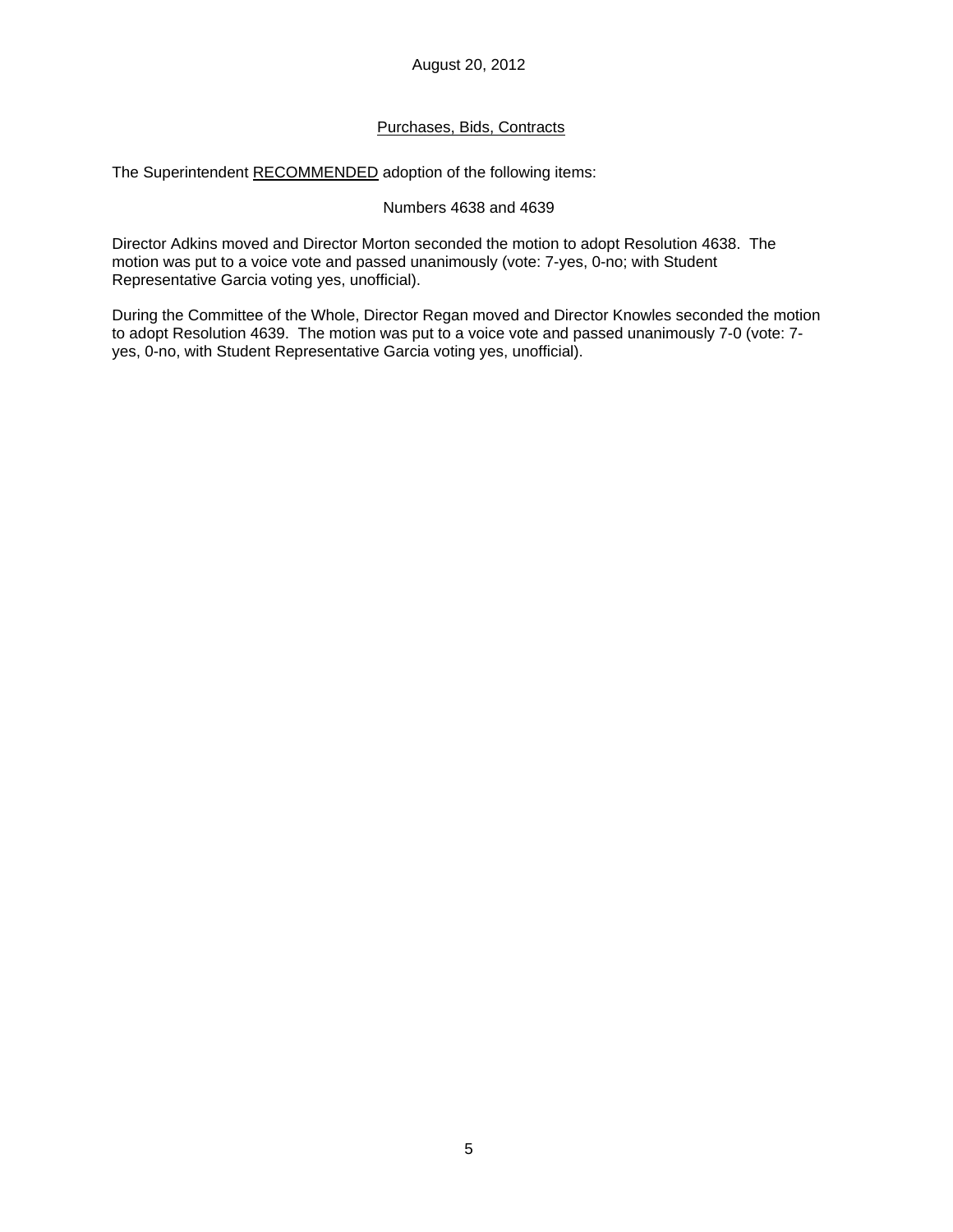August 20, 2012

## Purchases, Bids, Contracts

The Superintendent RECOMMENDED adoption of the following items:

Numbers 4638 and 4639

Director Adkins moved and Director Morton seconded the motion to adopt Resolution 4638. The motion was put to a voice vote and passed unanimously (vote: 7-yes, 0-no; with Student Representative Garcia voting yes, unofficial).

During the Committee of the Whole, Director Regan moved and Director Knowles seconded the motion to adopt Resolution 4639. The motion was put to a voice vote and passed unanimously 7-0 (vote: 7-yes, 0-no, with Student Representative Garcia voting yes, unofficial).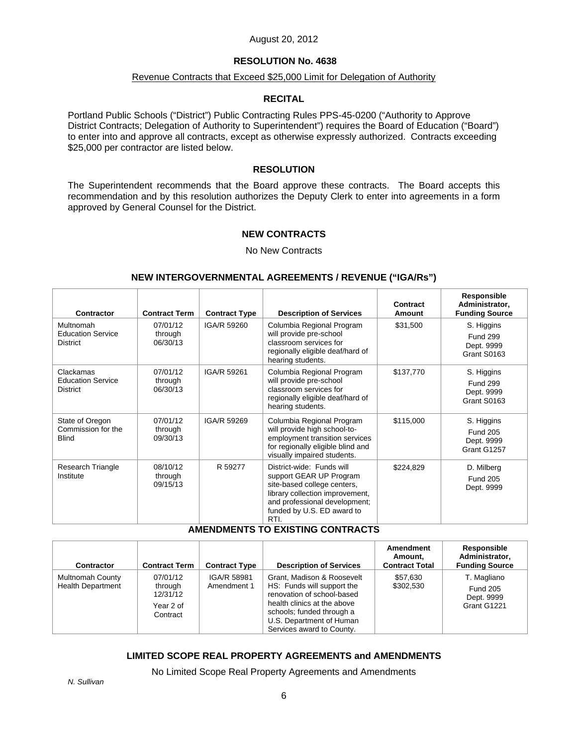August 20, 2012

## RESOLUTION No. 4638

Revenue Contracts that Exceed $25,000 Limit for Delegation of Authority

### RECITAL

Portland Public Schools ("District") Public Contracting Rules PPS-45-0200 ("Authority to Approve District Contracts; Delegation of Authority to Superintendent") requires the Board of Education ("Board") to enter into and approve all contracts, except as otherwise expressly authorized. Contracts exceeding $25,000 per contractor are listed below.

### RESOLUTION

The Superintendent recommends that the Board approve these contracts. The Board accepts this recommendation and by this resolution authorizes the Deputy Clerk to enter into agreements in a form approved by General Counsel for the District.

### NEW CONTRACTS

No New Contracts

### NEW INTERGOVERNMENTAL AGREEMENTS / REVENUE ("IGA/Rs")

| Contractor | Contract Term | Contract Type | Description of Services | Contract Amount | Responsible Administrator, Funding Source |
|---|---|---|---|---|---|
| Multnomah Education Service District | 07/01/12 through 06/30/13 | IGA/R 59260 | Columbia Regional Program will provide pre-school classroom services for regionally eligible deaf/hard of hearing students. | $31,500 | S. Higgins Fund 299 Dept. 9999 Grant S0163 |
| Clackamas Education Service District | 07/01/12 through 06/30/13 | IGA/R 59261 | Columbia Regional Program will provide pre-school classroom services for regionally eligible deaf/hard of hearing students. | $137,770 | S. Higgins Fund 299 Dept. 9999 Grant S0163 |
| State of Oregon Commission for the Blind | 07/01/12 through 09/30/13 | IGA/R 59269 | Columbia Regional Program will provide high school-to-employment transition services for regionally eligible blind and visually impaired students. | $115,000 | S. Higgins Fund 205 Dept. 9999 Grant G1257 |
| Research Triangle Institute | 08/10/12 through 09/15/13 | R 59277 | District-wide: Funds will support GEAR UP Program site-based college centers, library collection improvement, and professional development; funded by U.S. ED award to RTI. | $224,829 | D. Milberg Fund 205 Dept. 9999 |

### AMENDMENTS TO EXISTING CONTRACTS

| Contractor | Contract Term | Contract Type | Description of Services | Amendment Amount, Contract Total | Responsible Administrator, Funding Source |
|---|---|---|---|---|---|
| Multnomah County Health Department | 07/01/12 through 12/31/12 Year 2 of Contract | IGA/R 58981 Amendment 1 | Grant, Madison & Roosevelt HS: Funds will support the renovation of school-based health clinics at the above schools; funded through a U.S. Department of Human Services award to County. | $57,630 $302,530 | T. Magliano Fund 205 Dept. 9999 Grant G1221 |

### LIMITED SCOPE REAL PROPERTY AGREEMENTS and AMENDMENTS

No Limited Scope Real Property Agreements and Amendments

*N. Sullivan*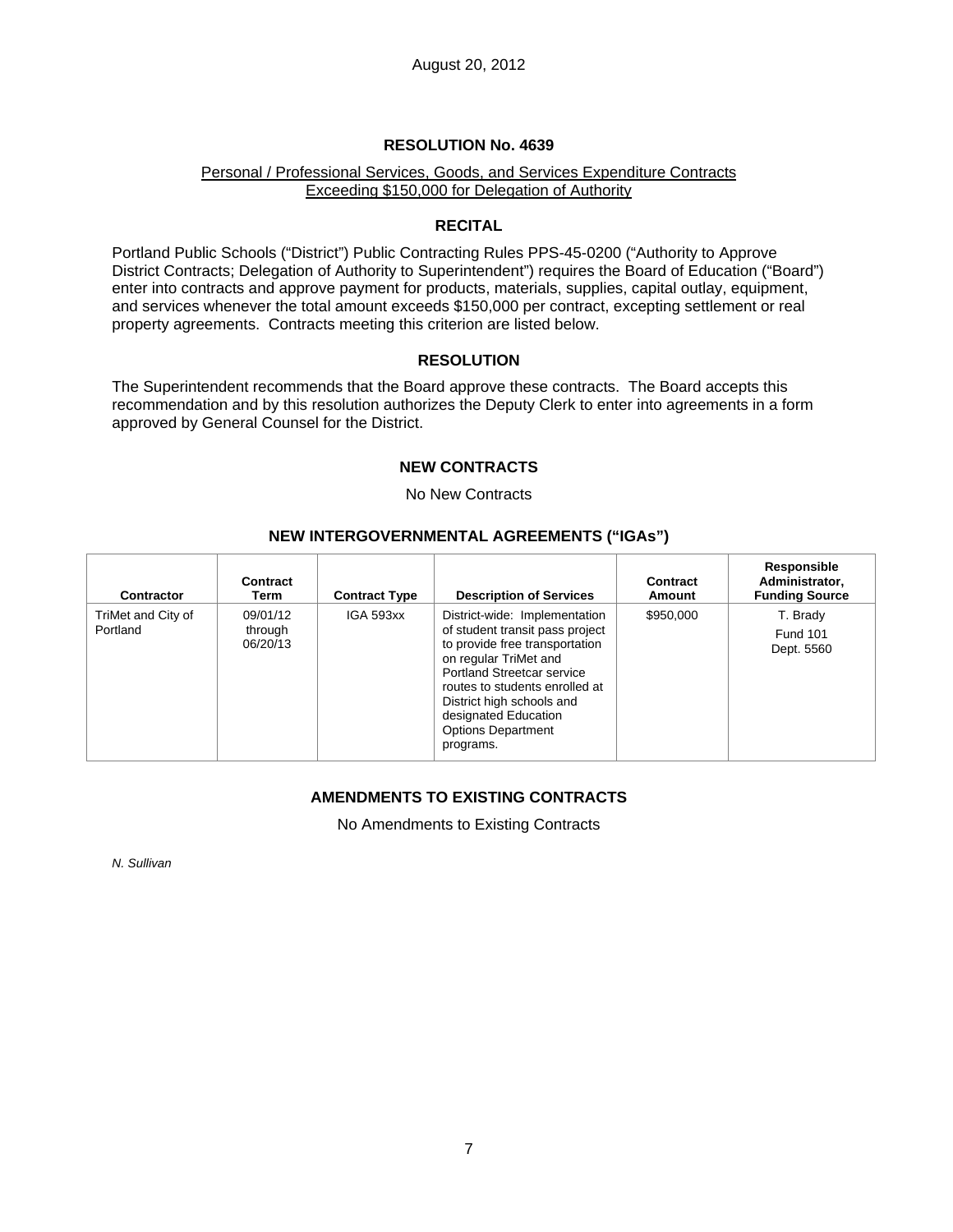August 20, 2012

# RESOLUTION No. 4639

Personal / Professional Services, Goods, and Services Expenditure Contracts Exceeding $150,000 for Delegation of Authority

## RECITAL

Portland Public Schools ("District") Public Contracting Rules PPS-45-0200 ("Authority to Approve District Contracts; Delegation of Authority to Superintendent") requires the Board of Education ("Board") enter into contracts and approve payment for products, materials, supplies, capital outlay, equipment, and services whenever the total amount exceeds $150,000 per contract, excepting settlement or real property agreements. Contracts meeting this criterion are listed below.

## RESOLUTION

The Superintendent recommends that the Board approve these contracts. The Board accepts this recommendation and by this resolution authorizes the Deputy Clerk to enter into agreements in a form approved by General Counsel for the District.

## NEW CONTRACTS

No New Contracts

## NEW INTERGOVERNMENTAL AGREEMENTS ("IGAs")

| Contractor | Contract Term | Contract Type | Description of Services | Contract Amount | Responsible Administrator, Funding Source |
|---|---|---|---|---|---|
| TriMet and City of Portland | 09/01/12 through 06/20/13 | IGA 593xx | District-wide: Implementation of student transit pass project to provide free transportation on regular TriMet and Portland Streetcar service routes to students enrolled at District high schools and designated Education Options Department programs. | $950,000 | T. Brady Fund 101 Dept. 5560 |

## AMENDMENTS TO EXISTING CONTRACTS

No Amendments to Existing Contracts

*N. Sullivan*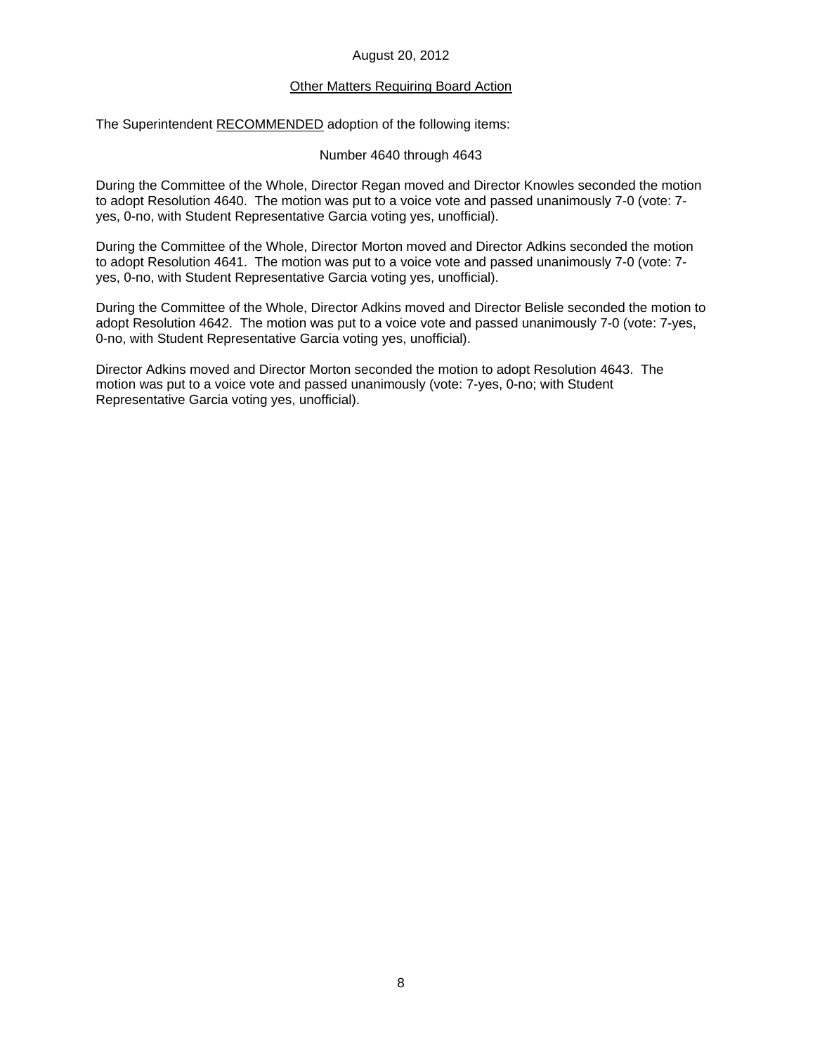August 20, 2012

## Other Matters Requiring Board Action

The Superintendent RECOMMENDED adoption of the following items:

Number 4640 through 4643

During the Committee of the Whole, Director Regan moved and Director Knowles seconded the motion to adopt Resolution 4640. The motion was put to a voice vote and passed unanimously 7-0 (vote: 7-yes, 0-no, with Student Representative Garcia voting yes, unofficial).

During the Committee of the Whole, Director Morton moved and Director Adkins seconded the motion to adopt Resolution 4641. The motion was put to a voice vote and passed unanimously 7-0 (vote: 7-yes, 0-no, with Student Representative Garcia voting yes, unofficial).

During the Committee of the Whole, Director Adkins moved and Director Belisle seconded the motion to adopt Resolution 4642. The motion was put to a voice vote and passed unanimously 7-0 (vote: 7-yes, 0-no, with Student Representative Garcia voting yes, unofficial).

Director Adkins moved and Director Morton seconded the motion to adopt Resolution 4643. The motion was put to a voice vote and passed unanimously (vote: 7-yes, 0-no; with Student Representative Garcia voting yes, unofficial).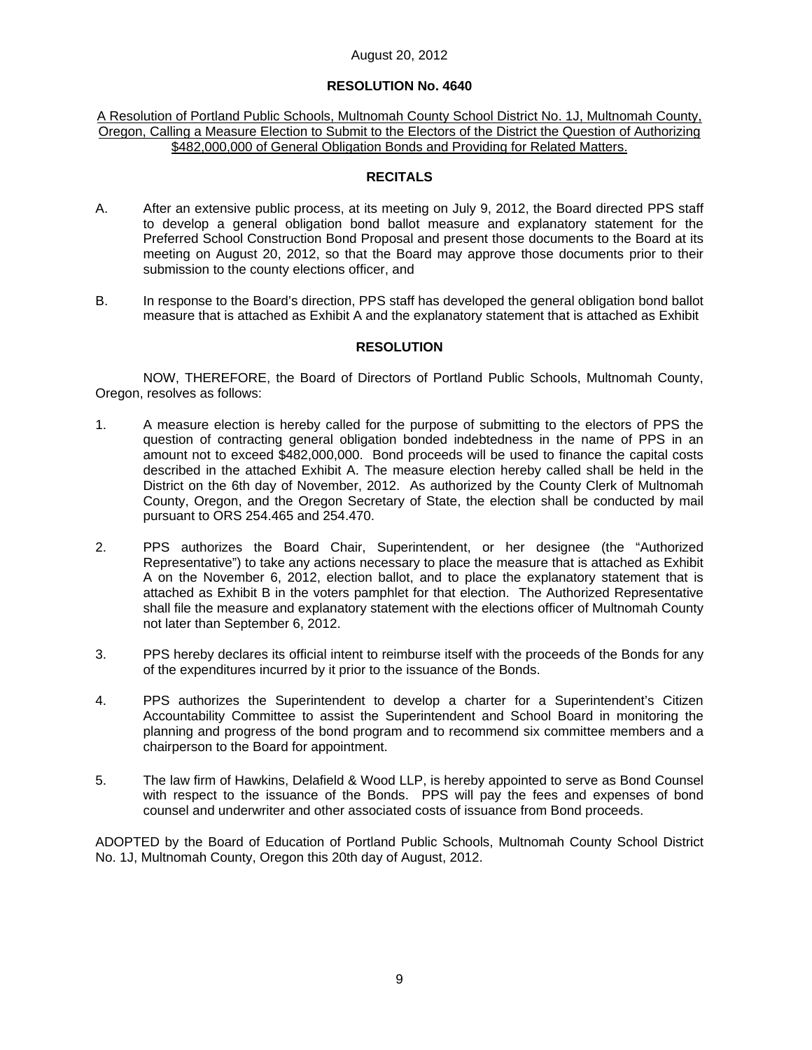August 20, 2012

**RESOLUTION No. 4640**

A Resolution of Portland Public Schools, Multnomah County School District No. 1J, Multnomah County, Oregon, Calling a Measure Election to Submit to the Electors of the District the Question of Authorizing $482,000,000 of General Obligation Bonds and Providing for Related Matters.

**RECITALS**

A. After an extensive public process, at its meeting on July 9, 2012, the Board directed PPS staff to develop a general obligation bond ballot measure and explanatory statement for the Preferred School Construction Bond Proposal and present those documents to the Board at its meeting on August 20, 2012, so that the Board may approve those documents prior to their submission to the county elections officer, and

B. In response to the Board's direction, PPS staff has developed the general obligation bond ballot measure that is attached as Exhibit A and the explanatory statement that is attached as Exhibit

**RESOLUTION**

NOW, THEREFORE, the Board of Directors of Portland Public Schools, Multnomah County, Oregon, resolves as follows:

1. A measure election is hereby called for the purpose of submitting to the electors of PPS the question of contracting general obligation bonded indebtedness in the name of PPS in an amount not to exceed $482,000,000. Bond proceeds will be used to finance the capital costs described in the attached Exhibit A. The measure election hereby called shall be held in the District on the 6th day of November, 2012. As authorized by the County Clerk of Multnomah County, Oregon, and the Oregon Secretary of State, the election shall be conducted by mail pursuant to ORS 254.465 and 254.470.

2. PPS authorizes the Board Chair, Superintendent, or her designee (the "Authorized Representative") to take any actions necessary to place the measure that is attached as Exhibit A on the November 6, 2012, election ballot, and to place the explanatory statement that is attached as Exhibit B in the voters pamphlet for that election. The Authorized Representative shall file the measure and explanatory statement with the elections officer of Multnomah County not later than September 6, 2012.

3. PPS hereby declares its official intent to reimburse itself with the proceeds of the Bonds for any of the expenditures incurred by it prior to the issuance of the Bonds.

4. PPS authorizes the Superintendent to develop a charter for a Superintendent's Citizen Accountability Committee to assist the Superintendent and School Board in monitoring the planning and progress of the bond program and to recommend six committee members and a chairperson to the Board for appointment.

5. The law firm of Hawkins, Delafield & Wood LLP, is hereby appointed to serve as Bond Counsel with respect to the issuance of the Bonds. PPS will pay the fees and expenses of bond counsel and underwriter and other associated costs of issuance from Bond proceeds.

ADOPTED by the Board of Education of Portland Public Schools, Multnomah County School District No. 1J, Multnomah County, Oregon this 20th day of August, 2012.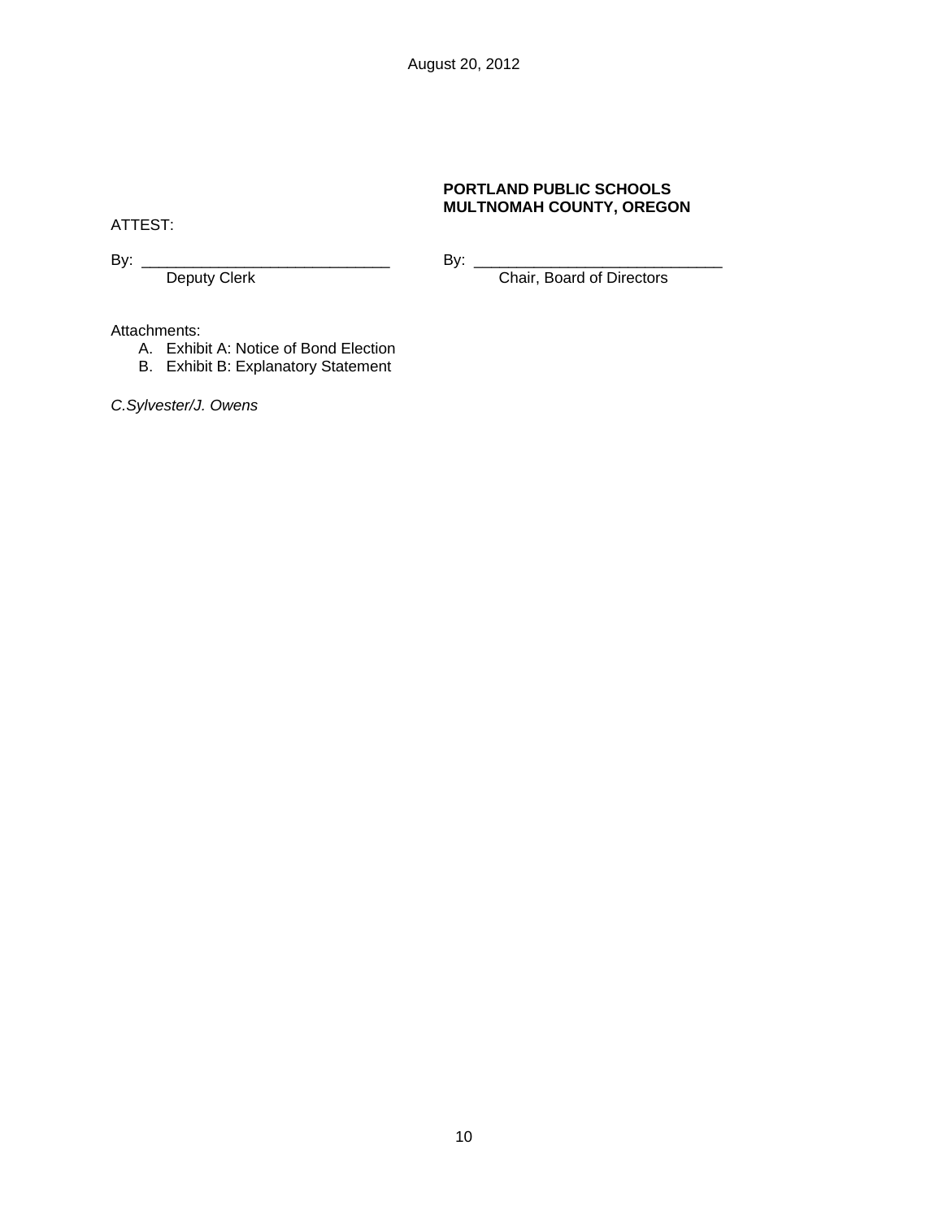**PORTLAND PUBLIC SCHOOLS**
**MULTNOMAH COUNTY, OREGON**

ATTEST:

By: ______________________________ Deputy Clerk

By: ______________________________ Chair, Board of Directors

Attachments:

A. Exhibit A: Notice of Bond Election
B. Exhibit B: Explanatory Statement

*C.Sylvester/J. Owens*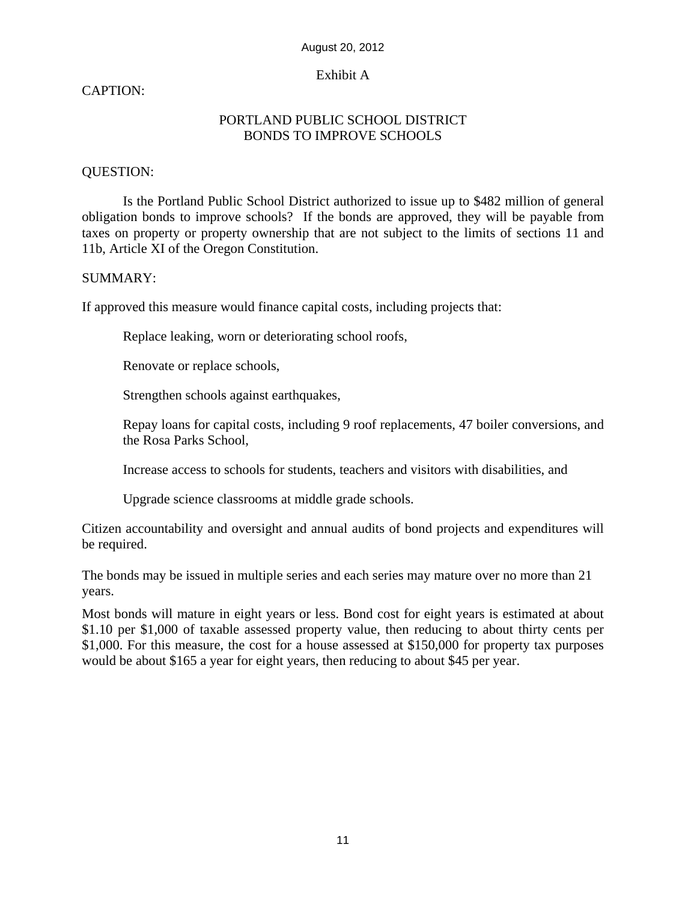August 20, 2012

Exhibit A

CAPTION:

PORTLAND PUBLIC SCHOOL DISTRICT
BONDS TO IMPROVE SCHOOLS

QUESTION:

Is the Portland Public School District authorized to issue up to $482 million of general obligation bonds to improve schools? If the bonds are approved, they will be payable from taxes on property or property ownership that are not subject to the limits of sections 11 and 11b, Article XI of the Oregon Constitution.

SUMMARY:

If approved this measure would finance capital costs, including projects that:

Replace leaking, worn or deteriorating school roofs,

Renovate or replace schools,

Strengthen schools against earthquakes,

Repay loans for capital costs, including 9 roof replacements, 47 boiler conversions, and the Rosa Parks School,

Increase access to schools for students, teachers and visitors with disabilities, and

Upgrade science classrooms at middle grade schools.

Citizen accountability and oversight and annual audits of bond projects and expenditures will be required.

The bonds may be issued in multiple series and each series may mature over no more than 21 years.

Most bonds will mature in eight years or less. Bond cost for eight years is estimated at about $1.10 per $1,000 of taxable assessed property value, then reducing to about thirty cents per $1,000. For this measure, the cost for a house assessed at $150,000 for property tax purposes would be about $165 a year for eight years, then reducing to about $45 per year.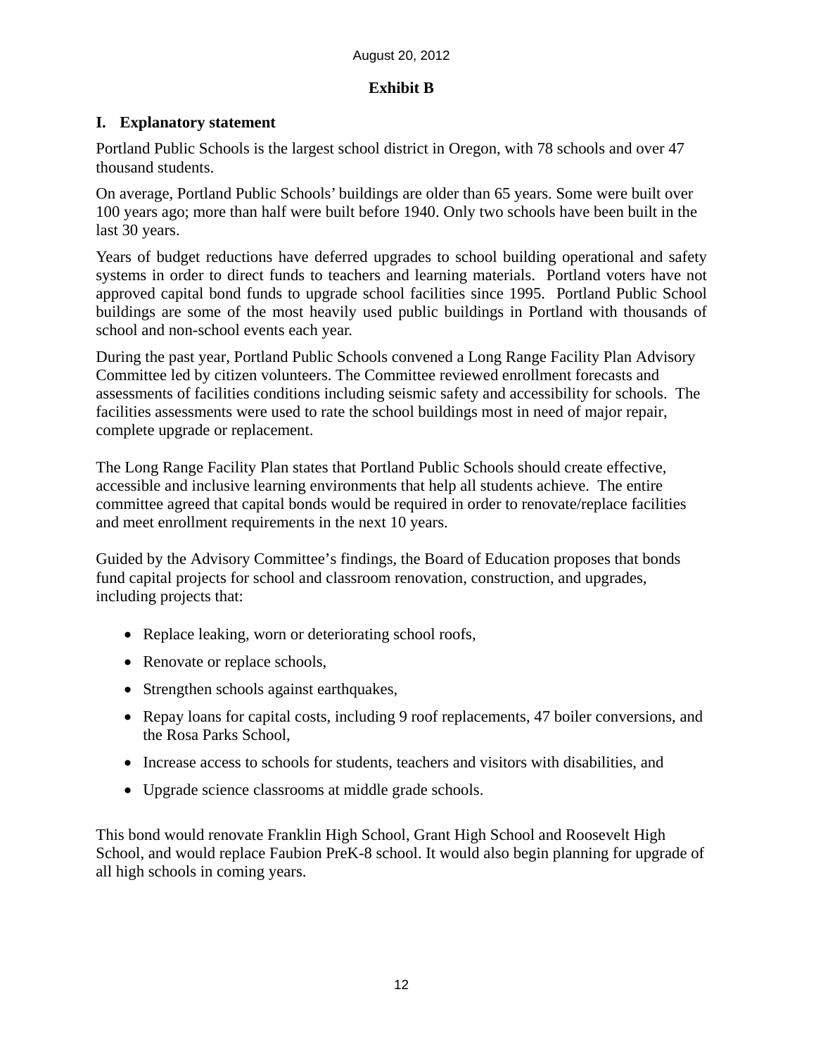August 20, 2012

**Exhibit B**

## I. Explanatory statement

Portland Public Schools is the largest school district in Oregon, with 78 schools and over 47 thousand students.

On average, Portland Public Schools' buildings are older than 65 years. Some were built over 100 years ago; more than half were built before 1940. Only two schools have been built in the last 30 years.

Years of budget reductions have deferred upgrades to school building operational and safety systems in order to direct funds to teachers and learning materials. Portland voters have not approved capital bond funds to upgrade school facilities since 1995. Portland Public School buildings are some of the most heavily used public buildings in Portland with thousands of school and non-school events each year.

During the past year, Portland Public Schools convened a Long Range Facility Plan Advisory Committee led by citizen volunteers. The Committee reviewed enrollment forecasts and assessments of facilities conditions including seismic safety and accessibility for schools. The facilities assessments were used to rate the school buildings most in need of major repair, complete upgrade or replacement.

The Long Range Facility Plan states that Portland Public Schools should create effective, accessible and inclusive learning environments that help all students achieve. The entire committee agreed that capital bonds would be required in order to renovate/replace facilities and meet enrollment requirements in the next 10 years.

Guided by the Advisory Committee's findings, the Board of Education proposes that bonds fund capital projects for school and classroom renovation, construction, and upgrades, including projects that:

- Replace leaking, worn or deteriorating school roofs,
- Renovate or replace schools,
- Strengthen schools against earthquakes,
- Repay loans for capital costs, including 9 roof replacements, 47 boiler conversions, and the Rosa Parks School,
- Increase access to schools for students, teachers and visitors with disabilities, and
- Upgrade science classrooms at middle grade schools.

This bond would renovate Franklin High School, Grant High School and Roosevelt High School, and would replace Faubion PreK-8 school. It would also begin planning for upgrade of all high schools in coming years.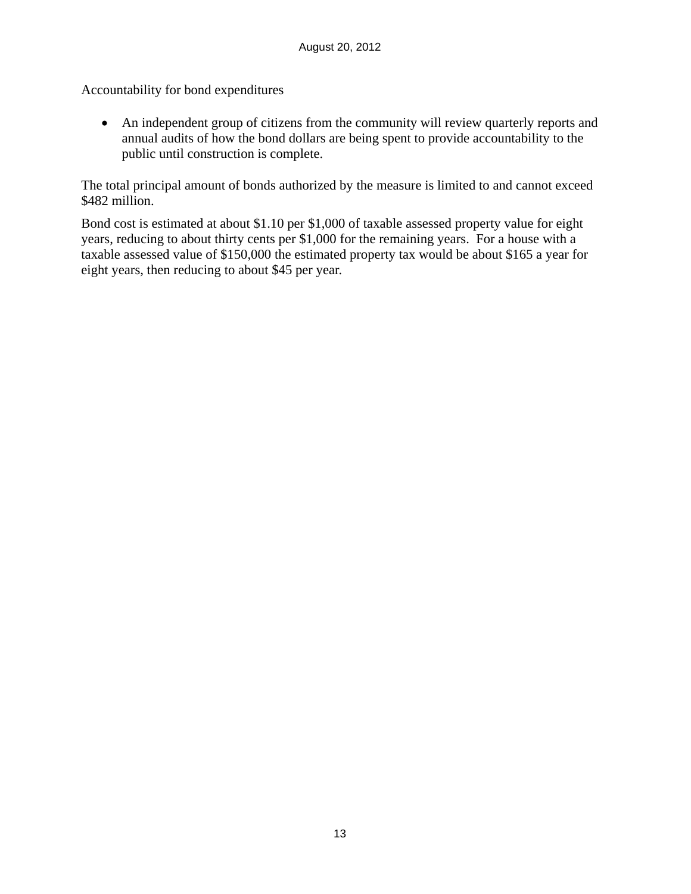Accountability for bond expenditures

- An independent group of citizens from the community will review quarterly reports and annual audits of how the bond dollars are being spent to provide accountability to the public until construction is complete.

The total principal amount of bonds authorized by the measure is limited to and cannot exceed $482 million.

Bond cost is estimated at about $1.10 per $1,000 of taxable assessed property value for eight years, reducing to about thirty cents per $1,000 for the remaining years. For a house with a taxable assessed value of $150,000 the estimated property tax would be about $165 a year for eight years, then reducing to about $45 per year.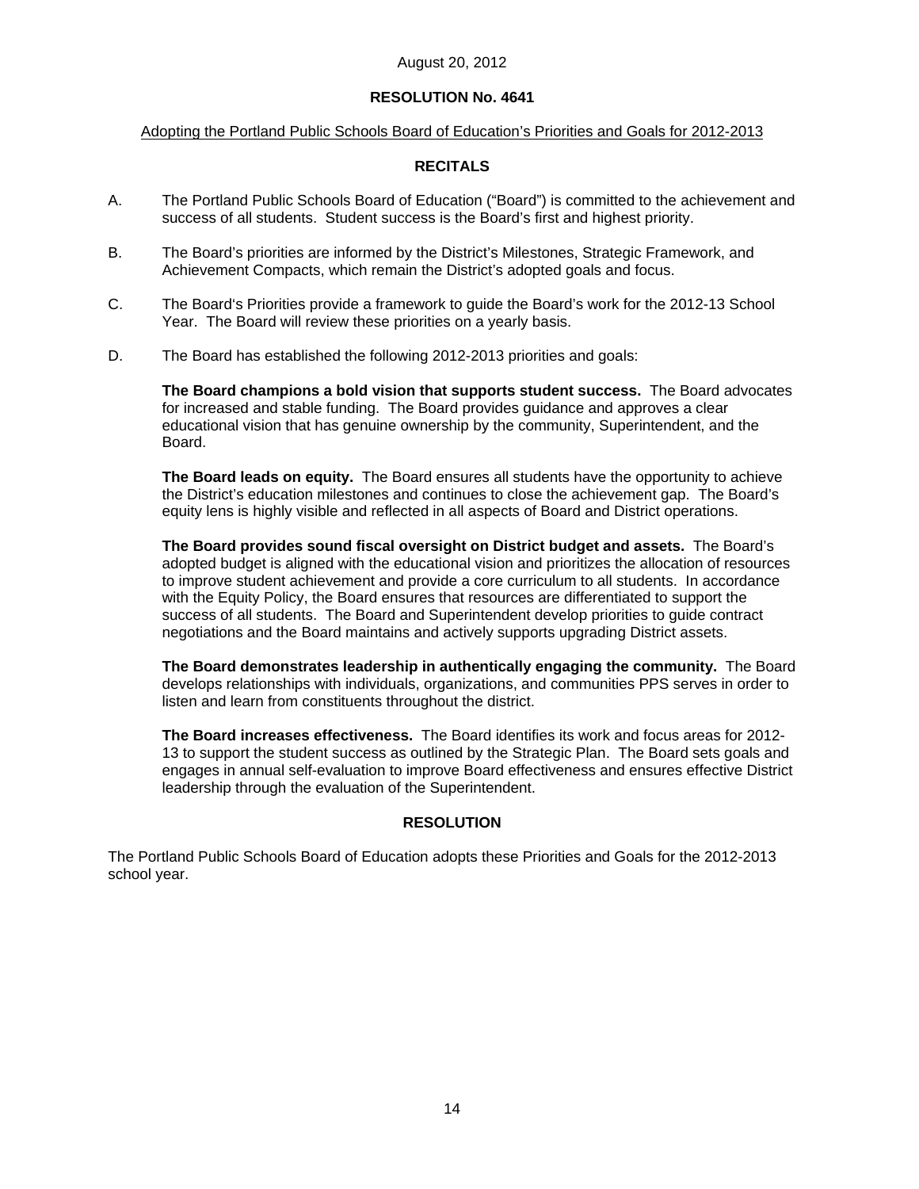August 20, 2012

## RESOLUTION No. 4641

Adopting the Portland Public Schools Board of Education's Priorities and Goals for 2012-2013

### RECITALS

A. The Portland Public Schools Board of Education ("Board") is committed to the achievement and success of all students. Student success is the Board's first and highest priority.

B. The Board's priorities are informed by the District's Milestones, Strategic Framework, and Achievement Compacts, which remain the District's adopted goals and focus.

C. The Board's Priorities provide a framework to guide the Board's work for the 2012-13 School Year. The Board will review these priorities on a yearly basis.

D. The Board has established the following 2012-2013 priorities and goals:

**The Board champions a bold vision that supports student success.** The Board advocates for increased and stable funding. The Board provides guidance and approves a clear educational vision that has genuine ownership by the community, Superintendent, and the Board.

**The Board leads on equity.** The Board ensures all students have the opportunity to achieve the District's education milestones and continues to close the achievement gap. The Board's equity lens is highly visible and reflected in all aspects of Board and District operations.

**The Board provides sound fiscal oversight on District budget and assets.** The Board's adopted budget is aligned with the educational vision and prioritizes the allocation of resources to improve student achievement and provide a core curriculum to all students. In accordance with the Equity Policy, the Board ensures that resources are differentiated to support the success of all students. The Board and Superintendent develop priorities to guide contract negotiations and the Board maintains and actively supports upgrading District assets.

**The Board demonstrates leadership in authentically engaging the community.** The Board develops relationships with individuals, organizations, and communities PPS serves in order to listen and learn from constituents throughout the district.

**The Board increases effectiveness.** The Board identifies its work and focus areas for 2012-13 to support the student success as outlined by the Strategic Plan. The Board sets goals and engages in annual self-evaluation to improve Board effectiveness and ensures effective District leadership through the evaluation of the Superintendent.

### RESOLUTION

The Portland Public Schools Board of Education adopts these Priorities and Goals for the 2012-2013 school year.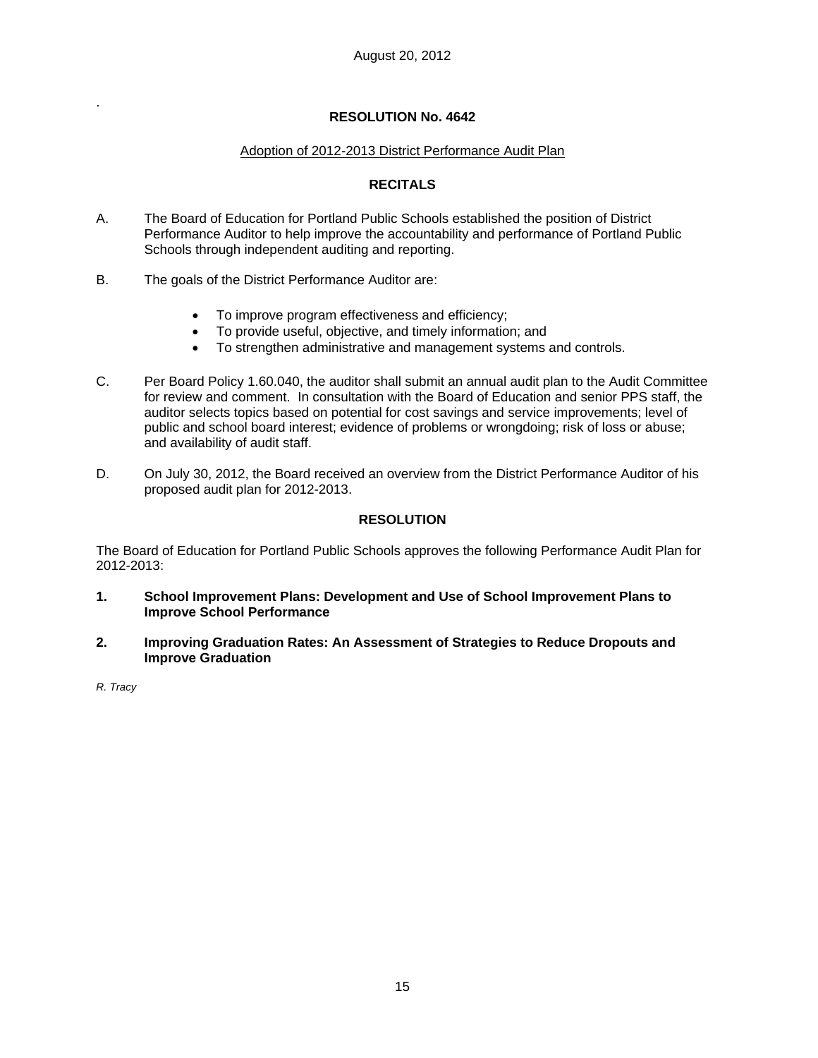August 20, 2012

.

## RESOLUTION No. 4642

Adoption of 2012-2013 District Performance Audit Plan

### RECITALS

A. The Board of Education for Portland Public Schools established the position of District Performance Auditor to help improve the accountability and performance of Portland Public Schools through independent auditing and reporting.

B. The goals of the District Performance Auditor are:

- To improve program effectiveness and efficiency;
- To provide useful, objective, and timely information; and
- To strengthen administrative and management systems and controls.

C. Per Board Policy 1.60.040, the auditor shall submit an annual audit plan to the Audit Committee for review and comment. In consultation with the Board of Education and senior PPS staff, the auditor selects topics based on potential for cost savings and service improvements; level of public and school board interest; evidence of problems or wrongdoing; risk of loss or abuse; and availability of audit staff.

D. On July 30, 2012, the Board received an overview from the District Performance Auditor of his proposed audit plan for 2012-2013.

### RESOLUTION

The Board of Education for Portland Public Schools approves the following Performance Audit Plan for 2012-2013:

1. **School Improvement Plans: Development and Use of School Improvement Plans to Improve School Performance**

2. **Improving Graduation Rates: An Assessment of Strategies to Reduce Dropouts and Improve Graduation**

*R. Tracy*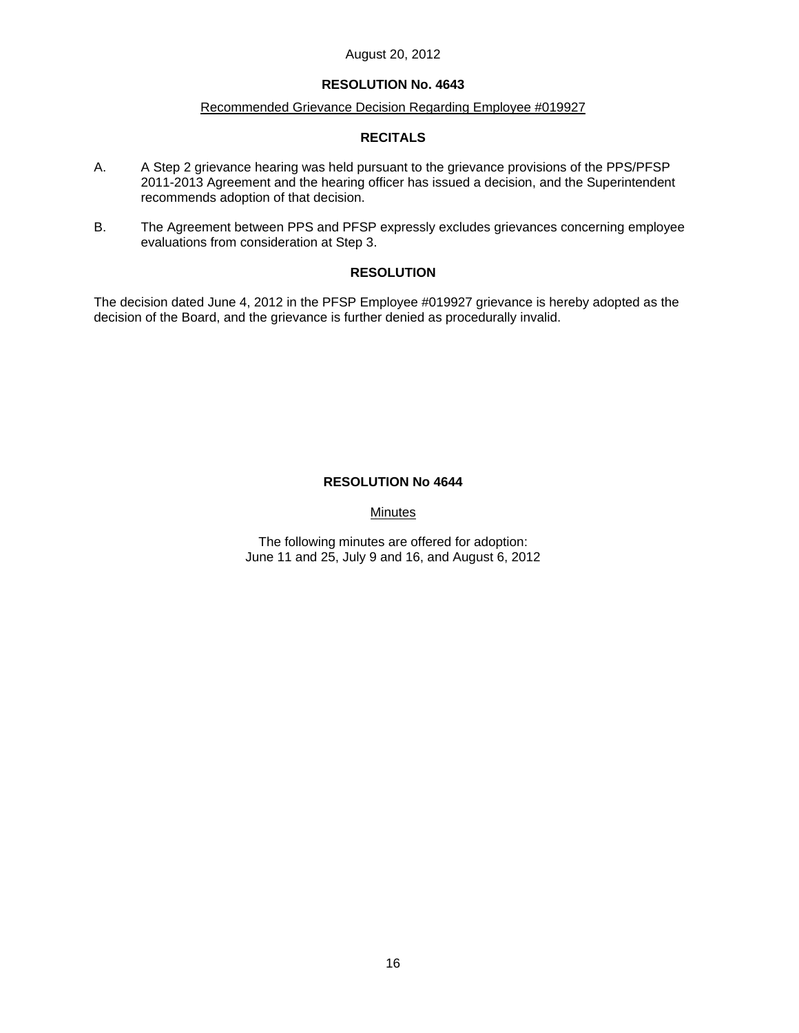August 20, 2012

## RESOLUTION No. 4643

Recommended Grievance Decision Regarding Employee #019927

### RECITALS

A. A Step 2 grievance hearing was held pursuant to the grievance provisions of the PPS/PFSP 2011-2013 Agreement and the hearing officer has issued a decision, and the Superintendent recommends adoption of that decision.

B. The Agreement between PPS and PFSP expressly excludes grievances concerning employee evaluations from consideration at Step 3.

### RESOLUTION

The decision dated June 4, 2012 in the PFSP Employee #019927 grievance is hereby adopted as the decision of the Board, and the grievance is further denied as procedurally invalid.

## RESOLUTION No 4644

Minutes

The following minutes are offered for adoption:
June 11 and 25, July 9 and 16, and August 6, 2012